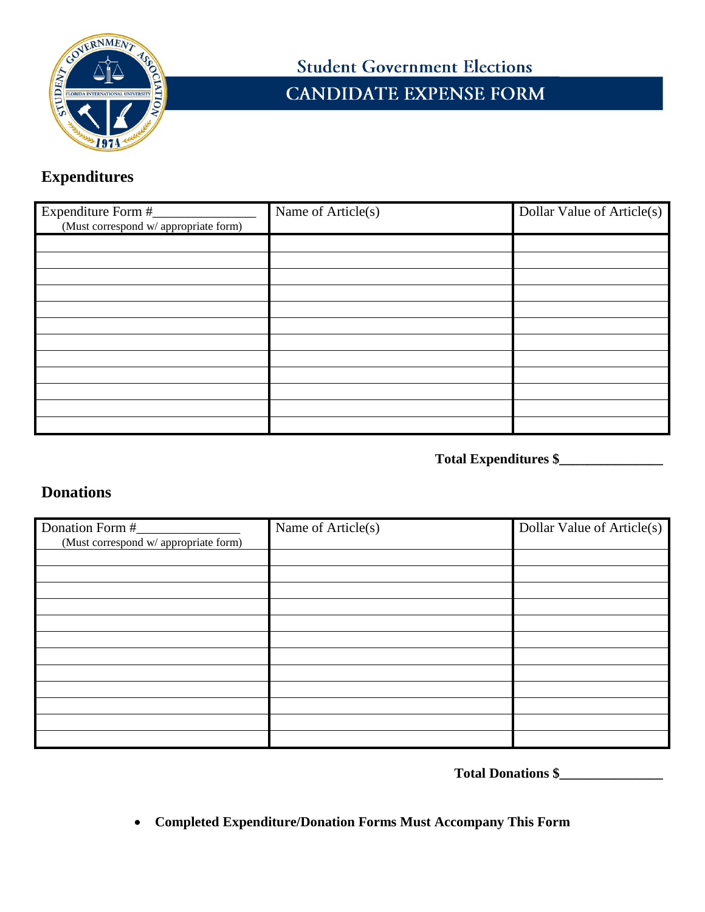# Student Government Elections

## CANDIDATE EXPENSE FORM

### Expenditures

| Expenditure Form #_______________ (Must correspond w/ appropriate form) | Name of Article(s) | Dollar Value of Article(s) |
|---|---|---|
| | | |
| | | |
| | | |
| | | |
| | | |
| | | |
| | | |
| | | |
| | | |
| | | |
| | | |
| | | |

**Total Expenditures $_______________**

### Donations

| Donation Form #_______________ (Must correspond w/ appropriate form) | Name of Article(s) | Dollar Value of Article(s) |
|---|---|---|
| | | |
| | | |
| | | |
| | | |
| | | |
| | | |
| | | |
| | | |
| | | |
| | | |
| | | |
| | | |

**Total Donations $_______________**

- **Completed Expenditure/Donation Forms Must Accompany This Form**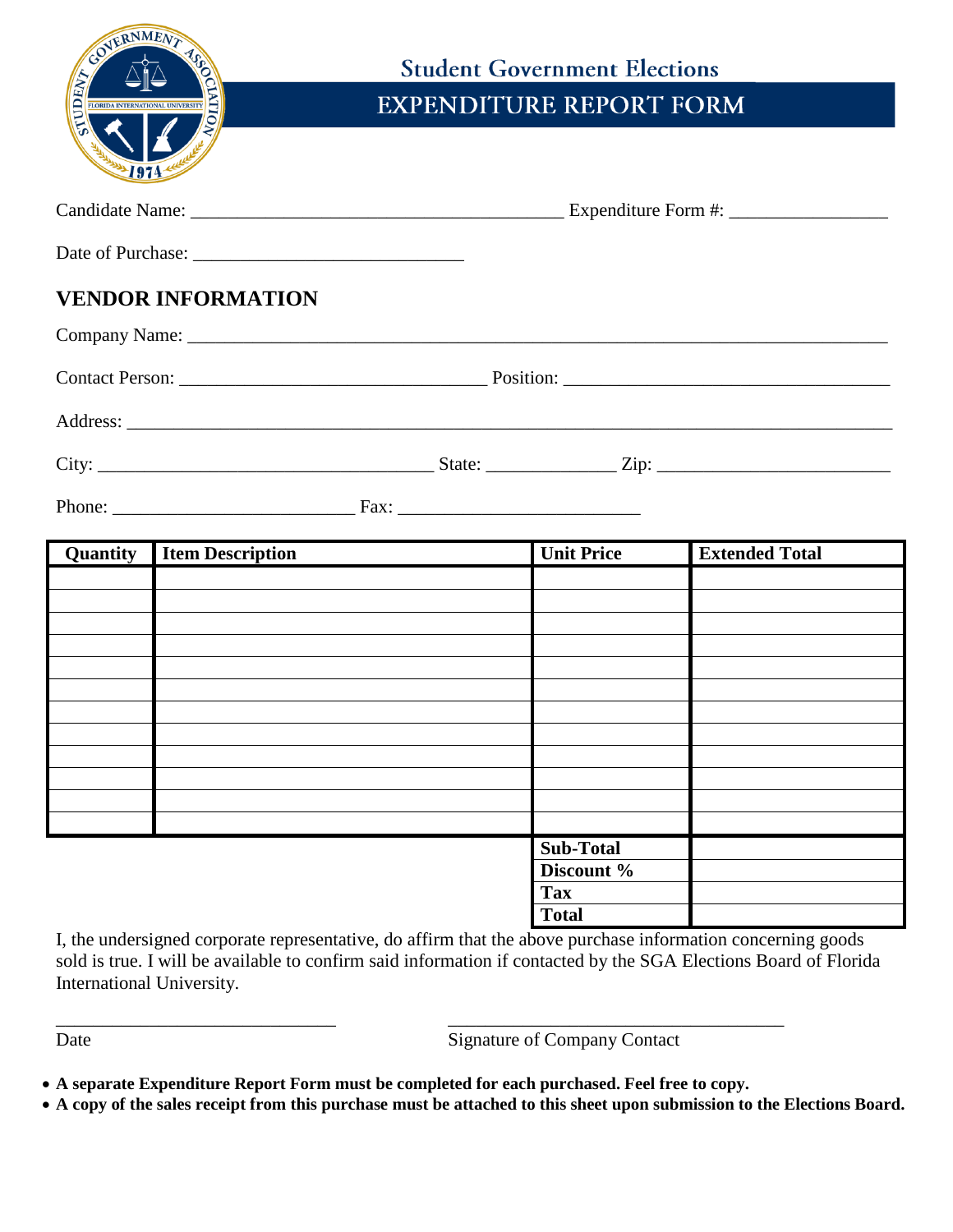# Student Government Elections

## EXPENDITURE REPORT FORM

Candidate Name: ________________________________________ Expenditure Form #: _________________

Date of Purchase: _____________________________

## VENDOR INFORMATION

Company Name: ___________________________________________________________________________

Contact Person: _________________________________ Position: ___________________________________

Address: _________________________________________________________________________________

City: ____________________________________ State: ______________ Zip: _________________________

Phone: __________________________ Fax: __________________________

| Quantity | Item Description | Unit Price | Extended Total |
|---|---|---|---|
| | | | |
| | | | |
| | | | |
| | | | |
| | | | |
| | | | |
| | | | |
| | | | |
| | | | |
| | | | |
| | | | |
| | | | |
| | | **Sub-Total** | |
| | | **Discount %** | |
| | | **Tax** | |
| | | **Total** | |

I, the undersigned corporate representative, do affirm that the above purchase information concerning goods sold is true. I will be available to confirm said information if contacted by the SGA Elections Board of Florida International University.

_______________________________ _____________________________________

Date Signature of Company Contact

- **A separate Expenditure Report Form must be completed for each purchased. Feel free to copy.**
- **A copy of the sales receipt from this purchase must be attached to this sheet upon submission to the Elections Board.**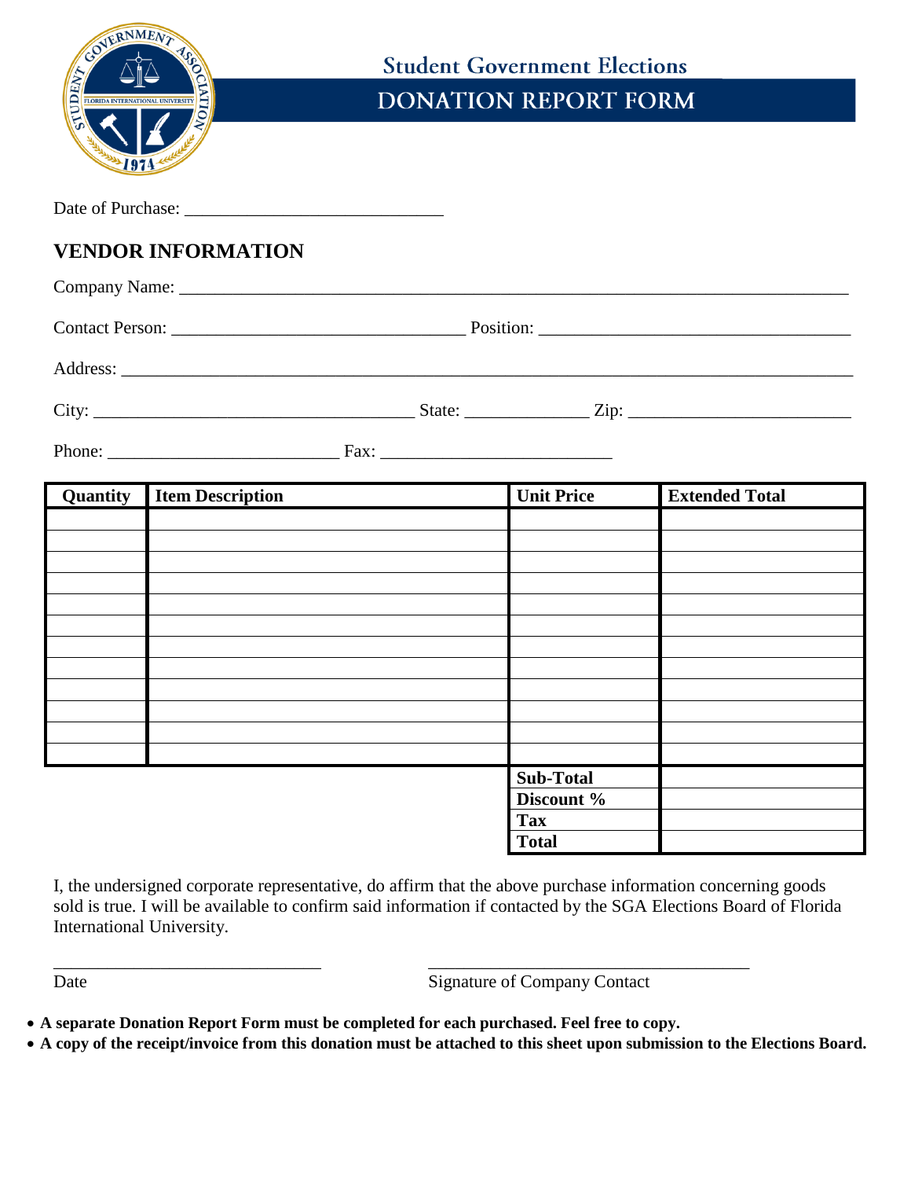# Student Government Elections

## DONATION REPORT FORM

Date of Purchase: ______________________________

### VENDOR INFORMATION

Company Name: ______________________________________________________________________________

Contact Person: __________________________________ Position: ____________________________________

Address: ____________________________________________________________________________________

City: ____________________________________ State: ______________ Zip: _________________________

Phone: ___________________________ Fax: ___________________________

| Quantity | Item Description | Unit Price | Extended Total |
|---|---|---|---|
| | | | |
| | | | |
| | | | |
| | | | |
| | | | |
| | | | |
| | | | |
| | | | |
| | | | |
| | | | |
| | | | |
| | | | |
| | | **Sub-Total** | |
| | | **Discount %** | |
| | | **Tax** | |
| | | **Total** | |

I, the undersigned corporate representative, do affirm that the above purchase information concerning goods sold is true. I will be available to confirm said information if contacted by the SGA Elections Board of Florida International University.

_______________________________ _____________________________________

Date Signature of Company Contact

- **A separate Donation Report Form must be completed for each purchased. Feel free to copy.**
- **A copy of the receipt/invoice from this donation must be attached to this sheet upon submission to the Elections Board.**